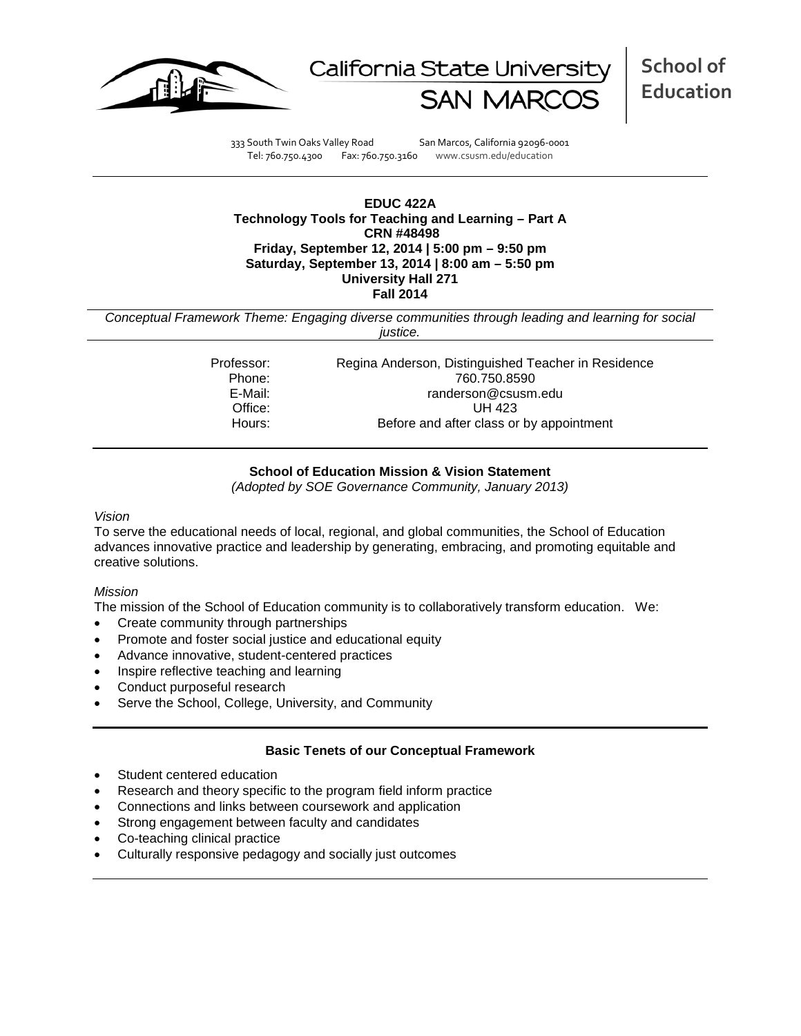California State University SAN MARCOS | **School of Education**

333 South Twin Oaks Valley Road San Marcos, California 92096-0001
Tel: 760.750.4300 Fax: 760.750.3160 www.csusm.edu/education

---

**EDUC 422A**
**Technology Tools for Teaching and Learning – Part A**
**CRN #48498**
**Friday, September 12, 2014 | 5:00 pm – 9:50 pm**
**Saturday, September 13, 2014 | 8:00 am – 5:50 pm**
**University Hall 271**
**Fall 2014**

---

*Conceptual Framework Theme: Engaging diverse communities through leading and learning for social justice.*

---

| | |
|---|---|
| Professor: | Regina Anderson, Distinguished Teacher in Residence |
| Phone: | 760.750.8590 |
| E-Mail: | randerson@csusm.edu |
| Office: | UH 423 |
| Hours: | Before and after class or by appointment |

---

**School of Education Mission & Vision Statement**
*(Adopted by SOE Governance Community, January 2013)*

*Vision*

To serve the educational needs of local, regional, and global communities, the School of Education advances innovative practice and leadership by generating, embracing, and promoting equitable and creative solutions.

*Mission*

The mission of the School of Education community is to collaboratively transform education. We:

- Create community through partnerships
- Promote and foster social justice and educational equity
- Advance innovative, student-centered practices
- Inspire reflective teaching and learning
- Conduct purposeful research
- Serve the School, College, University, and Community

---

**Basic Tenets of our Conceptual Framework**

- Student centered education
- Research and theory specific to the program field inform practice
- Connections and links between coursework and application
- Strong engagement between faculty and candidates
- Co-teaching clinical practice
- Culturally responsive pedagogy and socially just outcomes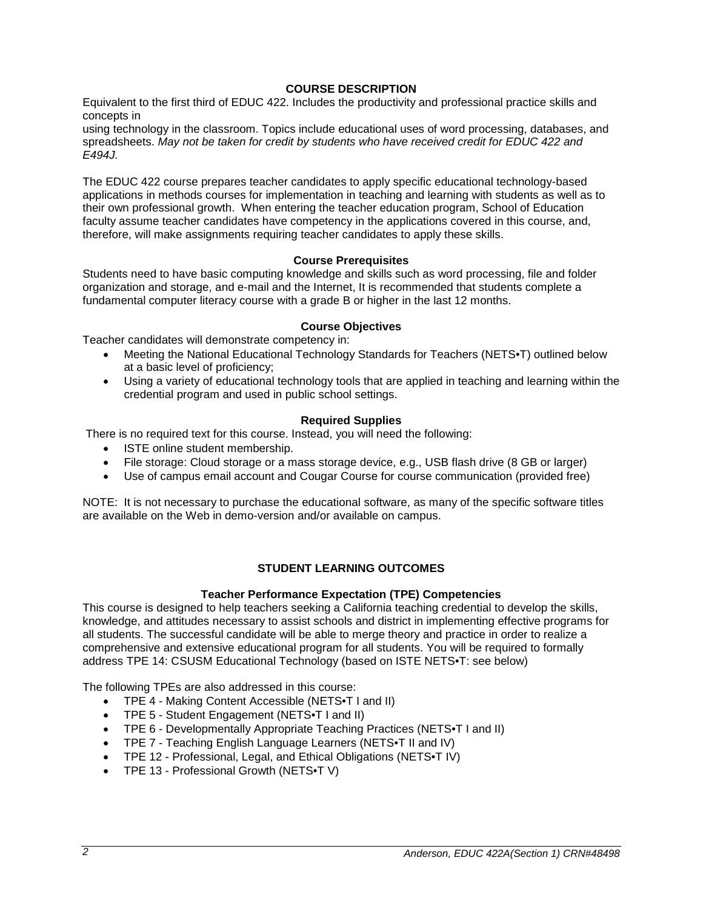## COURSE DESCRIPTION

Equivalent to the first third of EDUC 422. Includes the productivity and professional practice skills and concepts in
using technology in the classroom. Topics include educational uses of word processing, databases, and spreadsheets. *May not be taken for credit by students who have received credit for EDUC 422 and E494J.*

The EDUC 422 course prepares teacher candidates to apply specific educational technology-based applications in methods courses for implementation in teaching and learning with students as well as to their own professional growth. When entering the teacher education program, School of Education faculty assume teacher candidates have competency in the applications covered in this course, and, therefore, will make assignments requiring teacher candidates to apply these skills.

### Course Prerequisites

Students need to have basic computing knowledge and skills such as word processing, file and folder organization and storage, and e-mail and the Internet, It is recommended that students complete a fundamental computer literacy course with a grade B or higher in the last 12 months.

### Course Objectives

Teacher candidates will demonstrate competency in:

- Meeting the National Educational Technology Standards for Teachers (NETS•T) outlined below at a basic level of proficiency;
- Using a variety of educational technology tools that are applied in teaching and learning within the credential program and used in public school settings.

### Required Supplies

There is no required text for this course. Instead, you will need the following:

- ISTE online student membership.
- File storage: Cloud storage or a mass storage device, e.g., USB flash drive (8 GB or larger)
- Use of campus email account and Cougar Course for course communication (provided free)

NOTE: It is not necessary to purchase the educational software, as many of the specific software titles are available on the Web in demo-version and/or available on campus.

## STUDENT LEARNING OUTCOMES

### Teacher Performance Expectation (TPE) Competencies

This course is designed to help teachers seeking a California teaching credential to develop the skills, knowledge, and attitudes necessary to assist schools and district in implementing effective programs for all students. The successful candidate will be able to merge theory and practice in order to realize a comprehensive and extensive educational program for all students. You will be required to formally address TPE 14: CSUSM Educational Technology (based on ISTE NETS•T: see below)

The following TPEs are also addressed in this course:

- TPE 4 - Making Content Accessible (NETS•T I and II)
- TPE 5 - Student Engagement (NETS•T I and II)
- TPE 6 - Developmentally Appropriate Teaching Practices (NETS•T I and II)
- TPE 7 - Teaching English Language Learners (NETS•T II and IV)
- TPE 12 - Professional, Legal, and Ethical Obligations (NETS•T IV)
- TPE 13 - Professional Growth (NETS•T V)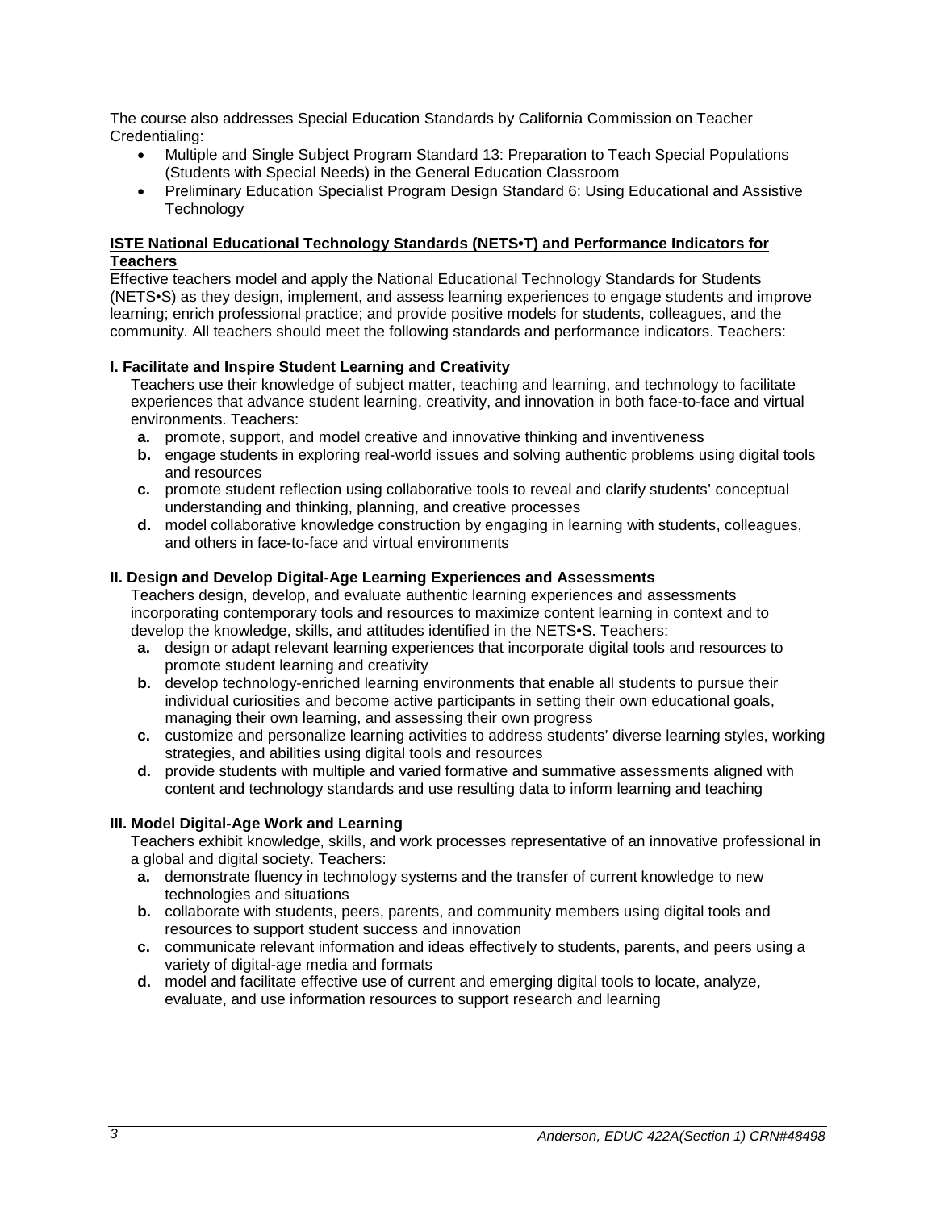The course also addresses Special Education Standards by California Commission on Teacher Credentialing:

- Multiple and Single Subject Program Standard 13: Preparation to Teach Special Populations (Students with Special Needs) in the General Education Classroom
- Preliminary Education Specialist Program Design Standard 6: Using Educational and Assistive Technology

**ISTE National Educational Technology Standards (NETS•T) and Performance Indicators for Teachers**

Effective teachers model and apply the National Educational Technology Standards for Students (NETS•S) as they design, implement, and assess learning experiences to engage students and improve learning; enrich professional practice; and provide positive models for students, colleagues, and the community. All teachers should meet the following standards and performance indicators. Teachers:

**I. Facilitate and Inspire Student Learning and Creativity**

Teachers use their knowledge of subject matter, teaching and learning, and technology to facilitate experiences that advance student learning, creativity, and innovation in both face-to-face and virtual environments. Teachers:

- **a.** promote, support, and model creative and innovative thinking and inventiveness
- **b.** engage students in exploring real-world issues and solving authentic problems using digital tools and resources
- **c.** promote student reflection using collaborative tools to reveal and clarify students' conceptual understanding and thinking, planning, and creative processes
- **d.** model collaborative knowledge construction by engaging in learning with students, colleagues, and others in face-to-face and virtual environments

**II. Design and Develop Digital-Age Learning Experiences and Assessments**

Teachers design, develop, and evaluate authentic learning experiences and assessments incorporating contemporary tools and resources to maximize content learning in context and to develop the knowledge, skills, and attitudes identified in the NETS•S. Teachers:

- **a.** design or adapt relevant learning experiences that incorporate digital tools and resources to promote student learning and creativity
- **b.** develop technology-enriched learning environments that enable all students to pursue their individual curiosities and become active participants in setting their own educational goals, managing their own learning, and assessing their own progress
- **c.** customize and personalize learning activities to address students' diverse learning styles, working strategies, and abilities using digital tools and resources
- **d.** provide students with multiple and varied formative and summative assessments aligned with content and technology standards and use resulting data to inform learning and teaching

**III. Model Digital-Age Work and Learning**

Teachers exhibit knowledge, skills, and work processes representative of an innovative professional in a global and digital society. Teachers:

- **a.** demonstrate fluency in technology systems and the transfer of current knowledge to new technologies and situations
- **b.** collaborate with students, peers, parents, and community members using digital tools and resources to support student success and innovation
- **c.** communicate relevant information and ideas effectively to students, parents, and peers using a variety of digital-age media and formats
- **d.** model and facilitate effective use of current and emerging digital tools to locate, analyze, evaluate, and use information resources to support research and learning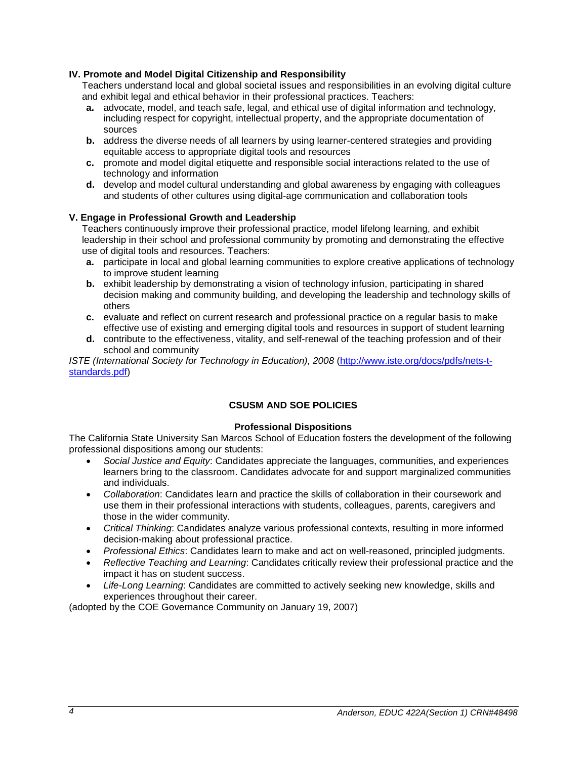**IV. Promote and Model Digital Citizenship and Responsibility**

Teachers understand local and global societal issues and responsibilities in an evolving digital culture and exhibit legal and ethical behavior in their professional practices. Teachers:

- **a.** advocate, model, and teach safe, legal, and ethical use of digital information and technology, including respect for copyright, intellectual property, and the appropriate documentation of sources
- **b.** address the diverse needs of all learners by using learner-centered strategies and providing equitable access to appropriate digital tools and resources
- **c.** promote and model digital etiquette and responsible social interactions related to the use of technology and information
- **d.** develop and model cultural understanding and global awareness by engaging with colleagues and students of other cultures using digital-age communication and collaboration tools

**V. Engage in Professional Growth and Leadership**

Teachers continuously improve their professional practice, model lifelong learning, and exhibit leadership in their school and professional community by promoting and demonstrating the effective use of digital tools and resources. Teachers:

- **a.** participate in local and global learning communities to explore creative applications of technology to improve student learning
- **b.** exhibit leadership by demonstrating a vision of technology infusion, participating in shared decision making and community building, and developing the leadership and technology skills of others
- **c.** evaluate and reflect on current research and professional practice on a regular basis to make effective use of existing and emerging digital tools and resources in support of student learning
- **d.** contribute to the effectiveness, vitality, and self-renewal of the teaching profession and of their school and community

*ISTE (International Society for Technology in Education), 2008* (http://www.iste.org/docs/pdfs/nets-t-standards.pdf)

## CSUSM AND SOE POLICIES

### Professional Dispositions

The California State University San Marcos School of Education fosters the development of the following professional dispositions among our students:

- *Social Justice and Equity*: Candidates appreciate the languages, communities, and experiences learners bring to the classroom. Candidates advocate for and support marginalized communities and individuals.
- *Collaboration*: Candidates learn and practice the skills of collaboration in their coursework and use them in their professional interactions with students, colleagues, parents, caregivers and those in the wider community.
- *Critical Thinking*: Candidates analyze various professional contexts, resulting in more informed decision-making about professional practice.
- *Professional Ethics*: Candidates learn to make and act on well-reasoned, principled judgments.
- *Reflective Teaching and Learning*: Candidates critically review their professional practice and the impact it has on student success.
- *Life-Long Learning*: Candidates are committed to actively seeking new knowledge, skills and experiences throughout their career.

(adopted by the COE Governance Community on January 19, 2007)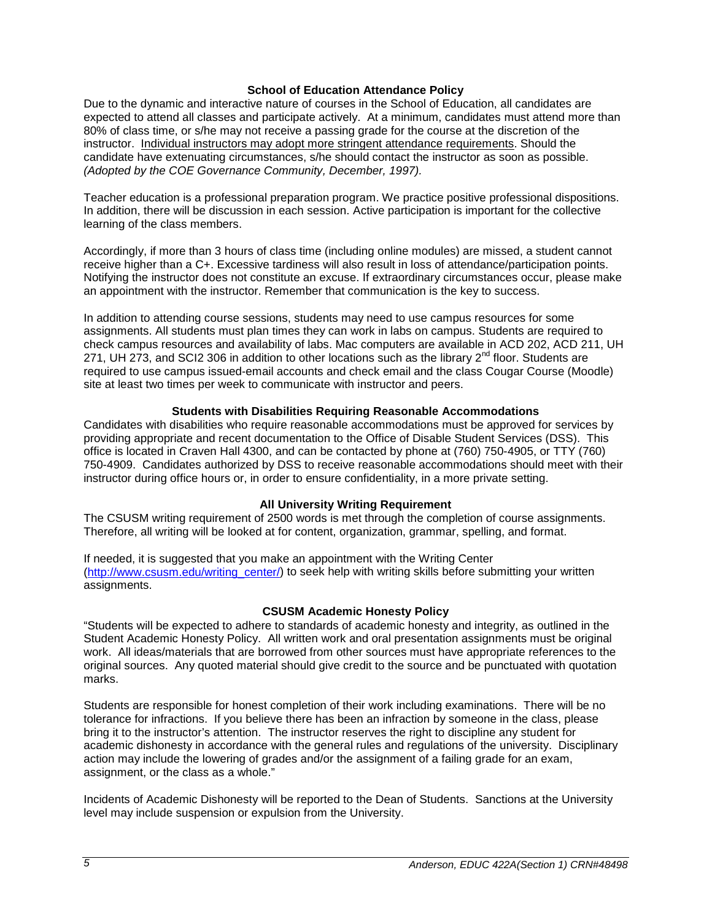### School of Education Attendance Policy

Due to the dynamic and interactive nature of courses in the School of Education, all candidates are expected to attend all classes and participate actively. At a minimum, candidates must attend more than 80% of class time, or s/he may not receive a passing grade for the course at the discretion of the instructor. Individual instructors may adopt more stringent attendance requirements. Should the candidate have extenuating circumstances, s/he should contact the instructor as soon as possible. *(Adopted by the COE Governance Community, December, 1997).*

Teacher education is a professional preparation program. We practice positive professional dispositions. In addition, there will be discussion in each session. Active participation is important for the collective learning of the class members.

Accordingly, if more than 3 hours of class time (including online modules) are missed, a student cannot receive higher than a C+. Excessive tardiness will also result in loss of attendance/participation points. Notifying the instructor does not constitute an excuse. If extraordinary circumstances occur, please make an appointment with the instructor. Remember that communication is the key to success.

In addition to attending course sessions, students may need to use campus resources for some assignments. All students must plan times they can work in labs on campus. Students are required to check campus resources and availability of labs. Mac computers are available in ACD 202, ACD 211, UH 271, UH 273, and SCI2 306 in addition to other locations such as the library 2nd floor. Students are required to use campus issued-email accounts and check email and the class Cougar Course (Moodle) site at least two times per week to communicate with instructor and peers.

### Students with Disabilities Requiring Reasonable Accommodations

Candidates with disabilities who require reasonable accommodations must be approved for services by providing appropriate and recent documentation to the Office of Disable Student Services (DSS). This office is located in Craven Hall 4300, and can be contacted by phone at (760) 750-4905, or TTY (760) 750-4909. Candidates authorized by DSS to receive reasonable accommodations should meet with their instructor during office hours or, in order to ensure confidentiality, in a more private setting.

### All University Writing Requirement

The CSUSM writing requirement of 2500 words is met through the completion of course assignments. Therefore, all writing will be looked at for content, organization, grammar, spelling, and format.

If needed, it is suggested that you make an appointment with the Writing Center (http://www.csusm.edu/writing_center/) to seek help with writing skills before submitting your written assignments.

### CSUSM Academic Honesty Policy

"Students will be expected to adhere to standards of academic honesty and integrity, as outlined in the Student Academic Honesty Policy. All written work and oral presentation assignments must be original work. All ideas/materials that are borrowed from other sources must have appropriate references to the original sources. Any quoted material should give credit to the source and be punctuated with quotation marks.

Students are responsible for honest completion of their work including examinations. There will be no tolerance for infractions. If you believe there has been an infraction by someone in the class, please bring it to the instructor's attention. The instructor reserves the right to discipline any student for academic dishonesty in accordance with the general rules and regulations of the university. Disciplinary action may include the lowering of grades and/or the assignment of a failing grade for an exam, assignment, or the class as a whole."

Incidents of Academic Dishonesty will be reported to the Dean of Students. Sanctions at the University level may include suspension or expulsion from the University.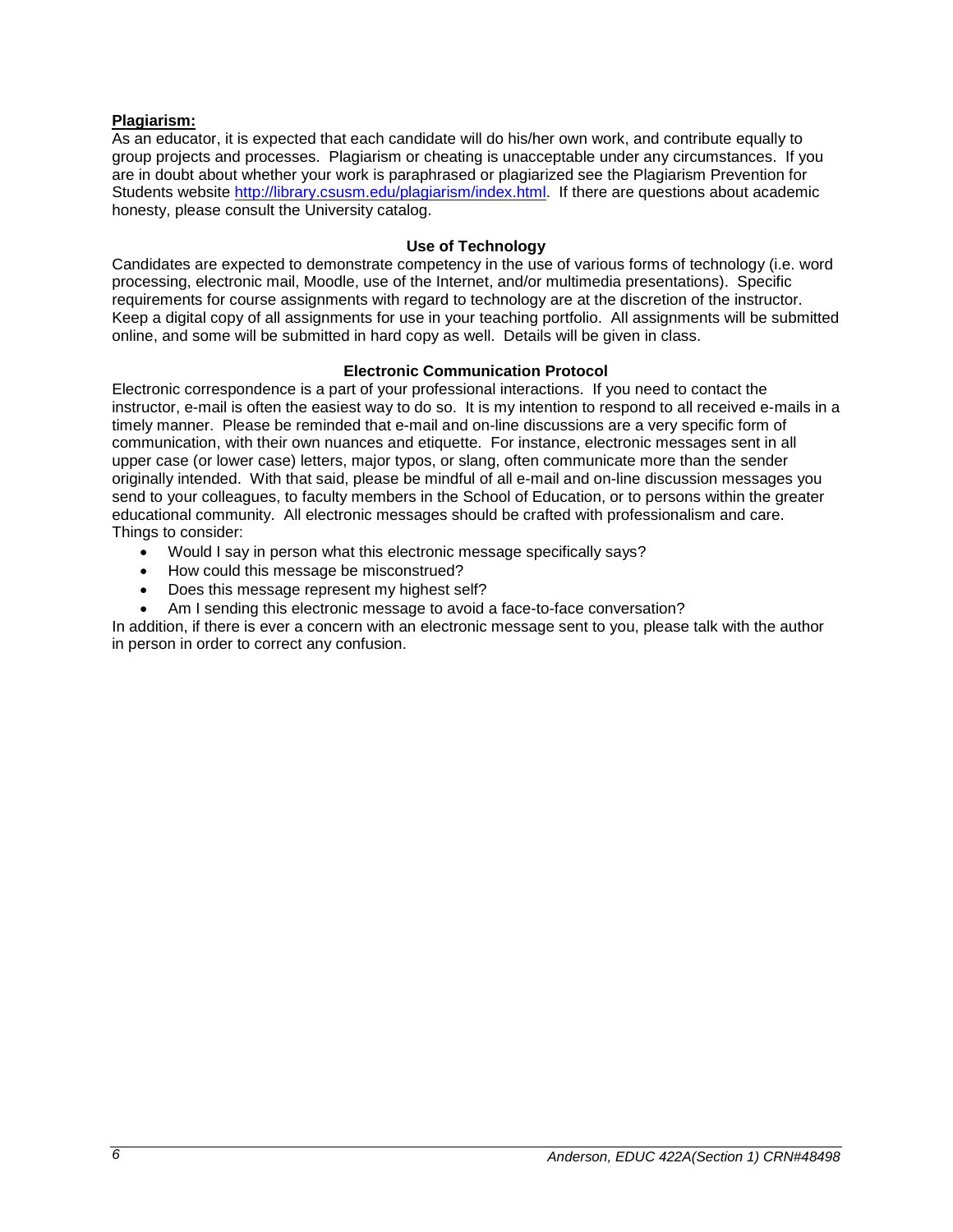**Plagiarism:**

As an educator, it is expected that each candidate will do his/her own work, and contribute equally to group projects and processes. Plagiarism or cheating is unacceptable under any circumstances. If you are in doubt about whether your work is paraphrased or plagiarized see the Plagiarism Prevention for Students website http://library.csusm.edu/plagiarism/index.html. If there are questions about academic honesty, please consult the University catalog.

### Use of Technology

Candidates are expected to demonstrate competency in the use of various forms of technology (i.e. word processing, electronic mail, Moodle, use of the Internet, and/or multimedia presentations). Specific requirements for course assignments with regard to technology are at the discretion of the instructor. Keep a digital copy of all assignments for use in your teaching portfolio. All assignments will be submitted online, and some will be submitted in hard copy as well. Details will be given in class.

### Electronic Communication Protocol

Electronic correspondence is a part of your professional interactions. If you need to contact the instructor, e-mail is often the easiest way to do so. It is my intention to respond to all received e-mails in a timely manner. Please be reminded that e-mail and on-line discussions are a very specific form of communication, with their own nuances and etiquette. For instance, electronic messages sent in all upper case (or lower case) letters, major typos, or slang, often communicate more than the sender originally intended. With that said, please be mindful of all e-mail and on-line discussion messages you send to your colleagues, to faculty members in the School of Education, or to persons within the greater educational community. All electronic messages should be crafted with professionalism and care. Things to consider:

- Would I say in person what this electronic message specifically says?
- How could this message be misconstrued?
- Does this message represent my highest self?
- Am I sending this electronic message to avoid a face-to-face conversation?

In addition, if there is ever a concern with an electronic message sent to you, please talk with the author in person in order to correct any confusion.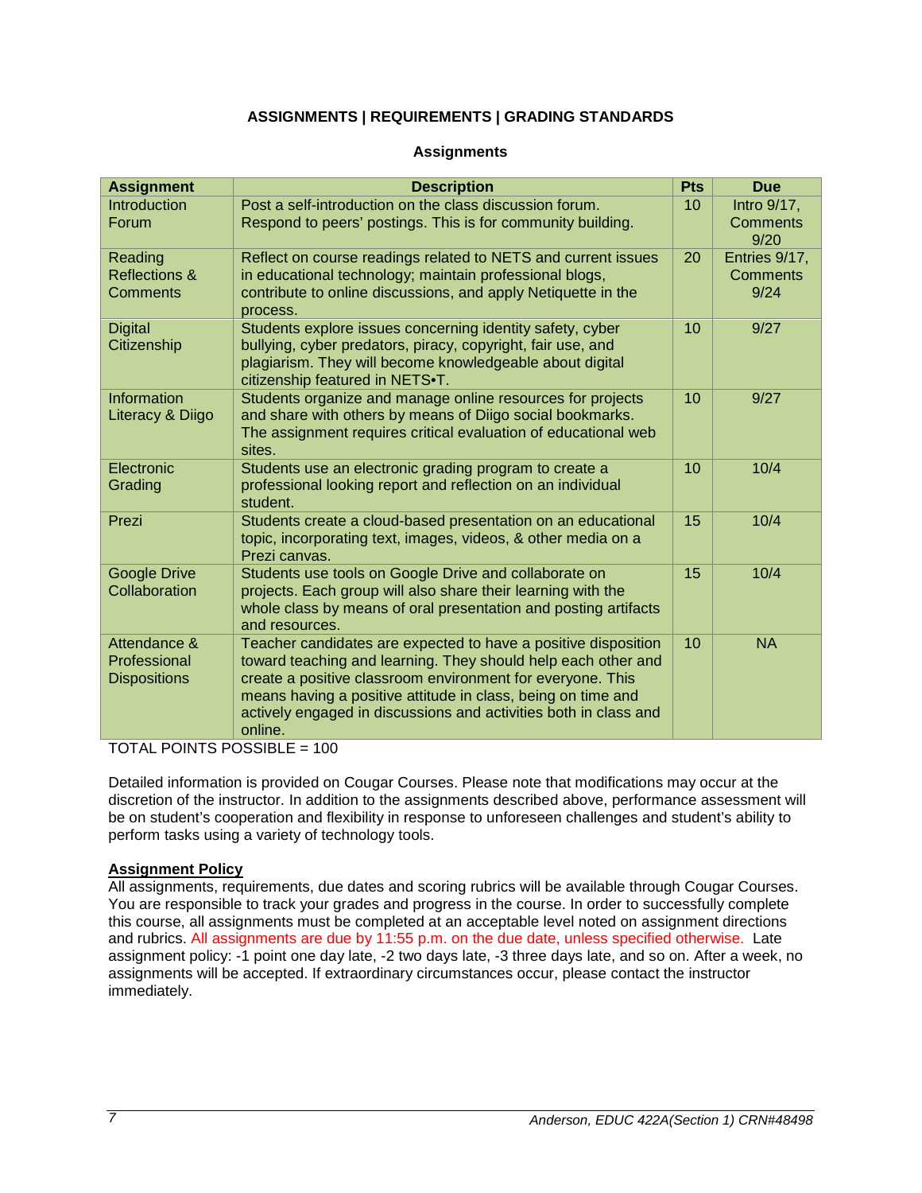# ASSIGNMENTS | REQUIREMENTS | GRADING STANDARDS

## Assignments

| Assignment | Description | Pts | Due |
|---|---|---|---|
| Introduction Forum | Post a self-introduction on the class discussion forum. Respond to peers' postings. This is for community building. | 10 | Intro 9/17, Comments 9/20 |
| Reading Reflections & Comments | Reflect on course readings related to NETS and current issues in educational technology; maintain professional blogs, contribute to online discussions, and apply Netiquette in the process. | 20 | Entries 9/17, Comments 9/24 |
| Digital Citizenship | Students explore issues concerning identity safety, cyber bullying, cyber predators, piracy, copyright, fair use, and plagiarism. They will become knowledgeable about digital citizenship featured in NETS•T. | 10 | 9/27 |
| Information Literacy & Diigo | Students organize and manage online resources for projects and share with others by means of Diigo social bookmarks. The assignment requires critical evaluation of educational web sites. | 10 | 9/27 |
| Electronic Grading | Students use an electronic grading program to create a professional looking report and reflection on an individual student. | 10 | 10/4 |
| Prezi | Students create a cloud-based presentation on an educational topic, incorporating text, images, videos, & other media on a Prezi canvas. | 15 | 10/4 |
| Google Drive Collaboration | Students use tools on Google Drive and collaborate on projects. Each group will also share their learning with the whole class by means of oral presentation and posting artifacts and resources. | 15 | 10/4 |
| Attendance & Professional Dispositions | Teacher candidates are expected to have a positive disposition toward teaching and learning. They should help each other and create a positive classroom environment for everyone. This means having a positive attitude in class, being on time and actively engaged in discussions and activities both in class and online. | 10 | NA |

TOTAL POINTS POSSIBLE = 100

Detailed information is provided on Cougar Courses. Please note that modifications may occur at the discretion of the instructor. In addition to the assignments described above, performance assessment will be on student's cooperation and flexibility in response to unforeseen challenges and student's ability to perform tasks using a variety of technology tools.

**Assignment Policy**

All assignments, requirements, due dates and scoring rubrics will be available through Cougar Courses. You are responsible to track your grades and progress in the course. In order to successfully complete this course, all assignments must be completed at an acceptable level noted on assignment directions and rubrics. All assignments are due by 11:55 p.m. on the due date, unless specified otherwise. Late assignment policy: -1 point one day late, -2 two days late, -3 three days late, and so on. After a week, no assignments will be accepted. If extraordinary circumstances occur, please contact the instructor immediately.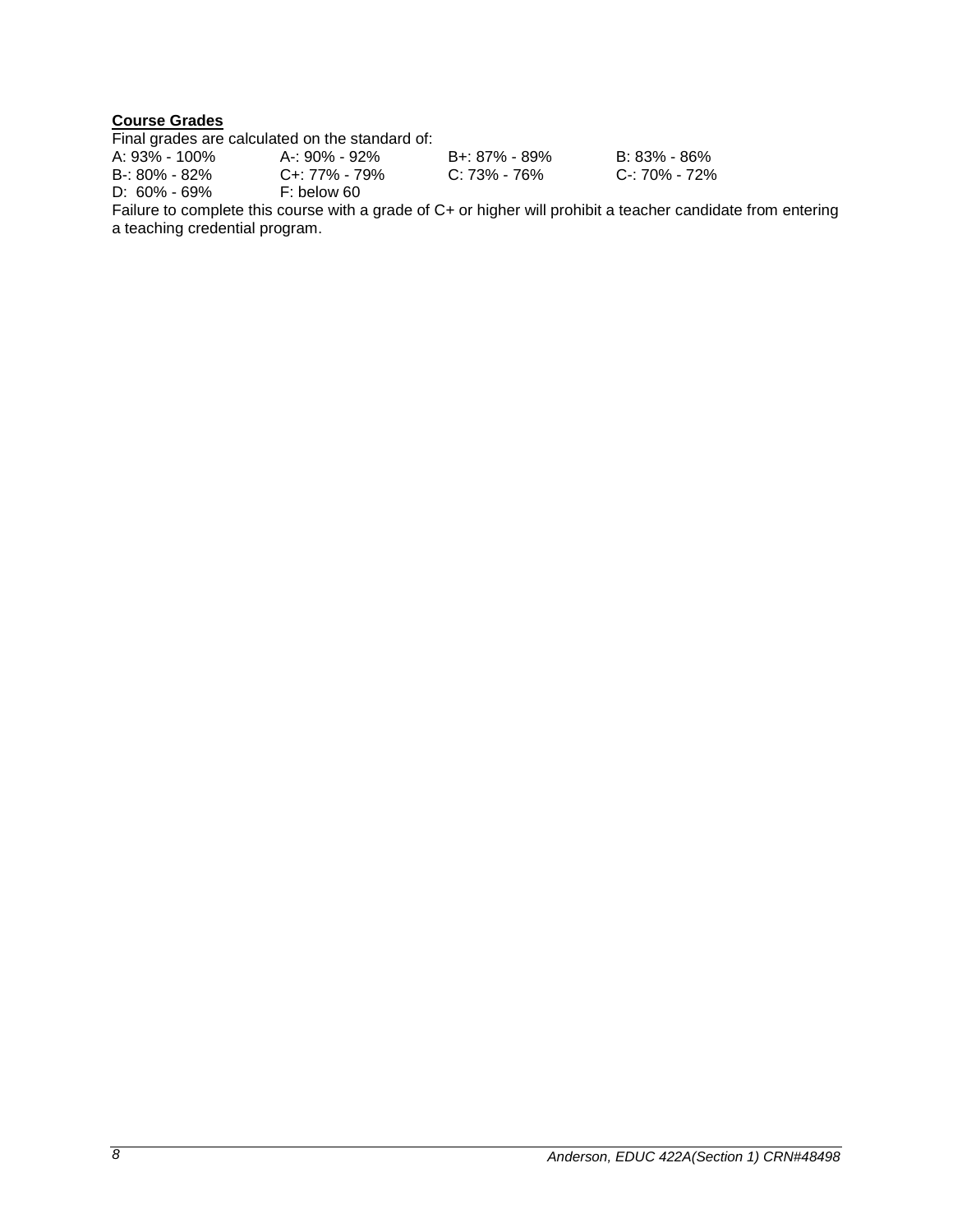**Course Grades**

Final grades are calculated on the standard of:

| | | | |
|---|---|---|---|
| A: 93% - 100% | A-: 90% - 92% | B+: 87% - 89% | B: 83% - 86% |
| B-: 80% - 82% | C+: 77% - 79% | C: 73% - 76% | C-: 70% - 72% |
| D: 60% - 69% | F: below 60 | | |

Failure to complete this course with a grade of C+ or higher will prohibit a teacher candidate from entering a teaching credential program.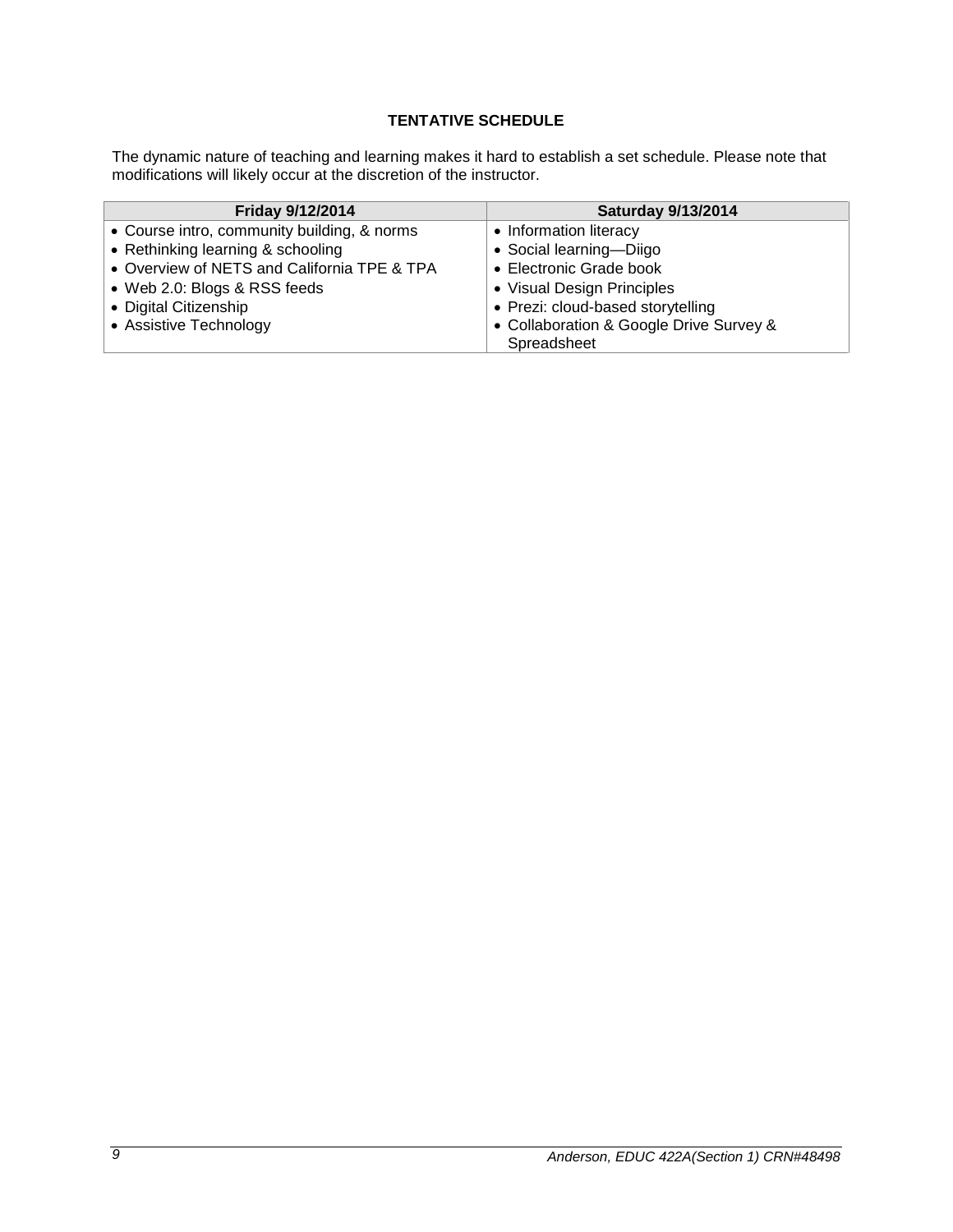**TENTATIVE SCHEDULE**

The dynamic nature of teaching and learning makes it hard to establish a set schedule. Please note that modifications will likely occur at the discretion of the instructor.

| Friday 9/12/2014 | Saturday 9/13/2014 |
|---|---|
| • Course intro, community building, & norms<br>• Rethinking learning & schooling<br>• Overview of NETS and California TPE & TPA<br>• Web 2.0: Blogs & RSS feeds<br>• Digital Citizenship<br>• Assistive Technology | • Information literacy<br>• Social learning—Diigo<br>• Electronic Grade book<br>• Visual Design Principles<br>• Prezi: cloud-based storytelling<br>• Collaboration & Google Drive Survey & Spreadsheet |